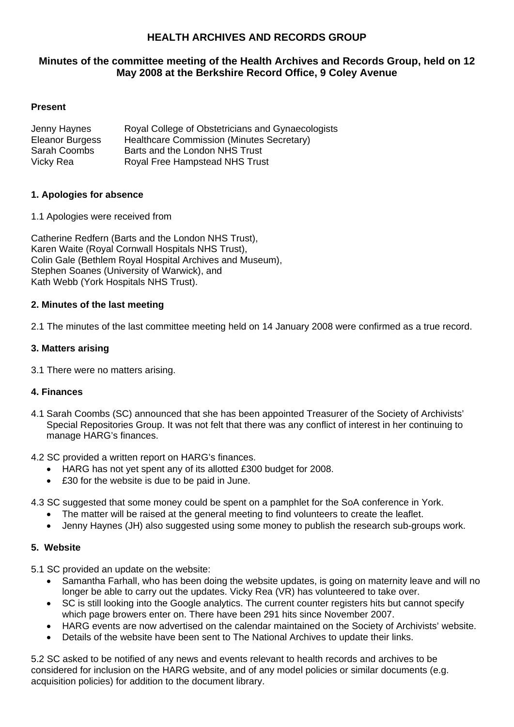# HEALTH ARCHIVES AND RECORDS GROUP

## Minutes of the committee meeting of the Health Archives and Records Group, held on 12 May 2008 at the Berkshire Record Office, 9 Coley Avenue

### Present

| | |
|---|---|
| Jenny Haynes | Royal College of Obstetricians and Gynaecologists |
| Eleanor Burgess | Healthcare Commission (Minutes Secretary) |
| Sarah Coombs | Barts and the London NHS Trust |
| Vicky Rea | Royal Free Hampstead NHS Trust |

### 1. Apologies for absence

1.1 Apologies were received from

Catherine Redfern (Barts and the London NHS Trust),
Karen Waite (Royal Cornwall Hospitals NHS Trust),
Colin Gale (Bethlem Royal Hospital Archives and Museum),
Stephen Soanes (University of Warwick), and
Kath Webb (York Hospitals NHS Trust).

### 2. Minutes of the last meeting

2.1 The minutes of the last committee meeting held on 14 January 2008 were confirmed as a true record.

### 3. Matters arising

3.1 There were no matters arising.

### 4. Finances

4.1 Sarah Coombs (SC) announced that she has been appointed Treasurer of the Society of Archivists' Special Repositories Group. It was not felt that there was any conflict of interest in her continuing to manage HARG's finances.

4.2 SC provided a written report on HARG's finances.

- HARG has not yet spent any of its allotted £300 budget for 2008.
- £30 for the website is due to be paid in June.

4.3 SC suggested that some money could be spent on a pamphlet for the SoA conference in York.

- The matter will be raised at the general meeting to find volunteers to create the leaflet.
- Jenny Haynes (JH) also suggested using some money to publish the research sub-groups work.

### 5. Website

5.1 SC provided an update on the website:

- Samantha Farhall, who has been doing the website updates, is going on maternity leave and will no longer be able to carry out the updates. Vicky Rea (VR) has volunteered to take over.
- SC is still looking into the Google analytics. The current counter registers hits but cannot specify which page browers enter on. There have been 291 hits since November 2007.
- HARG events are now advertised on the calendar maintained on the Society of Archivists' website.
- Details of the website have been sent to The National Archives to update their links.

5.2 SC asked to be notified of any news and events relevant to health records and archives to be considered for inclusion on the HARG website, and of any model policies or similar documents (e.g. acquisition policies) for addition to the document library.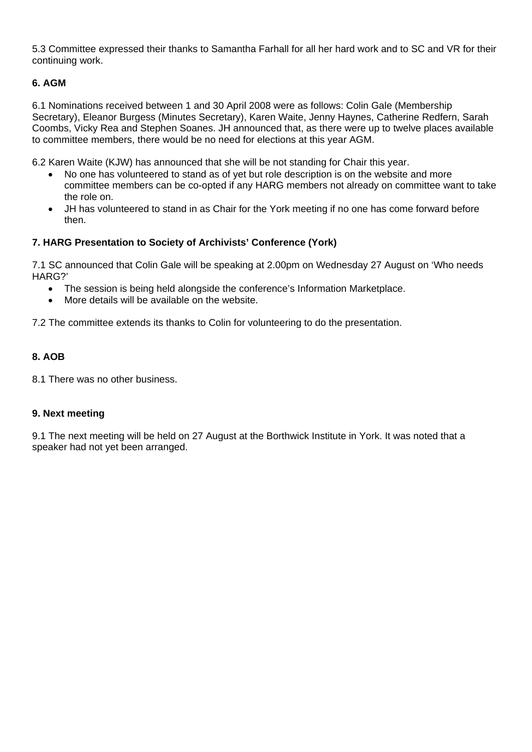5.3 Committee expressed their thanks to Samantha Farhall for all her hard work and to SC and VR for their continuing work.

**6. AGM**

6.1 Nominations received between 1 and 30 April 2008 were as follows: Colin Gale (Membership Secretary), Eleanor Burgess (Minutes Secretary), Karen Waite, Jenny Haynes, Catherine Redfern, Sarah Coombs, Vicky Rea and Stephen Soanes. JH announced that, as there were up to twelve places available to committee members, there would be no need for elections at this year AGM.

6.2 Karen Waite (KJW) has announced that she will be not standing for Chair this year.

- No one has volunteered to stand as of yet but role description is on the website and more committee members can be co-opted if any HARG members not already on committee want to take the role on.
- JH has volunteered to stand in as Chair for the York meeting if no one has come forward before then.

**7. HARG Presentation to Society of Archivists' Conference (York)**

7.1 SC announced that Colin Gale will be speaking at 2.00pm on Wednesday 27 August on 'Who needs HARG?'

- The session is being held alongside the conference's Information Marketplace.
- More details will be available on the website.

7.2 The committee extends its thanks to Colin for volunteering to do the presentation.

**8. AOB**

8.1 There was no other business.

**9. Next meeting**

9.1 The next meeting will be held on 27 August at the Borthwick Institute in York. It was noted that a speaker had not yet been arranged.